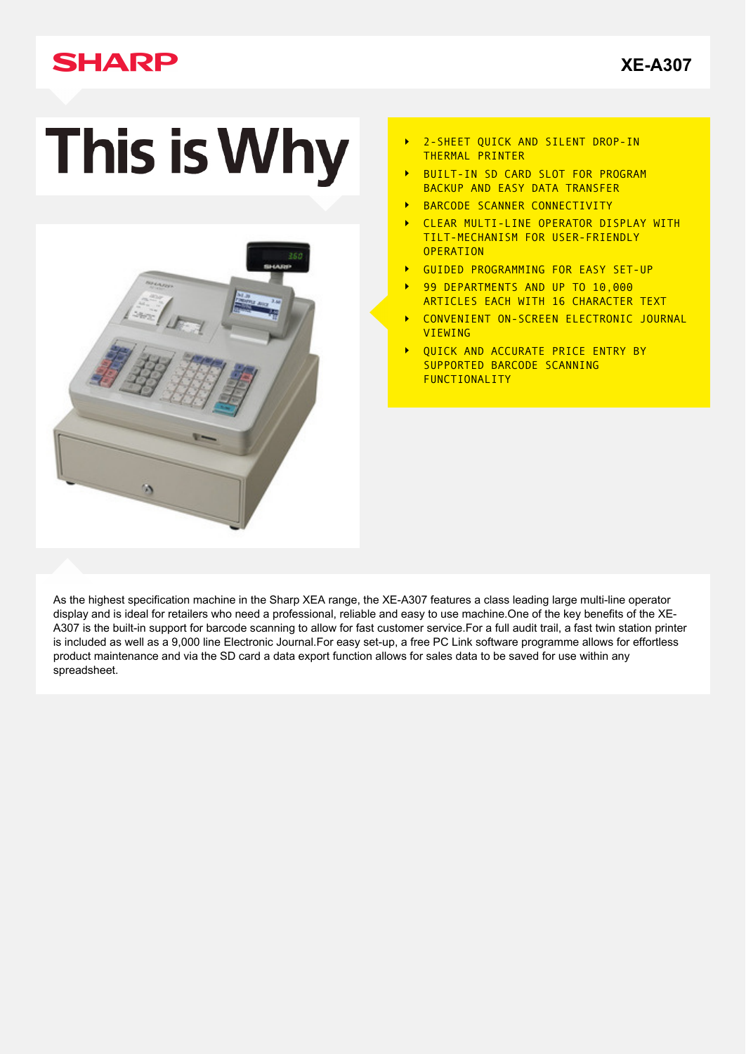**SHARP**

**XE-A307**

# This is Why

- 2-SHEET QUICK AND SILENT DROP-IN THERMAL PRINTER
- BUILT-IN SD CARD SLOT FOR PROGRAM BACKUP AND EASY DATA TRANSFER
- BARCODE SCANNER CONNECTIVITY
- CLEAR MULTI-LINE OPERATOR DISPLAY WITH TILT-MECHANISM FOR USER-FRIENDLY OPERATION
- GUIDED PROGRAMMING FOR EASY SET-UP
- 99 DEPARTMENTS AND UP TO 10,000 ARTICLES EACH WITH 16 CHARACTER TEXT
- CONVENIENT ON-SCREEN ELECTRONIC JOURNAL VIEWING
- QUICK AND ACCURATE PRICE ENTRY BY SUPPORTED BARCODE SCANNING FUNCTIONALITY

As the highest specification machine in the Sharp XEA range, the XE-A307 features a class leading large multi-line operator display and is ideal for retailers who need a professional, reliable and easy to use machine.One of the key benefits of the XE-A307 is the built-in support for barcode scanning to allow for fast customer service.For a full audit trail, a fast twin station printer is included as well as a 9,000 line Electronic Journal.For easy set-up, a free PC Link software programme allows for effortless product maintenance and via the SD card a data export function allows for sales data to be saved for use within any spreadsheet.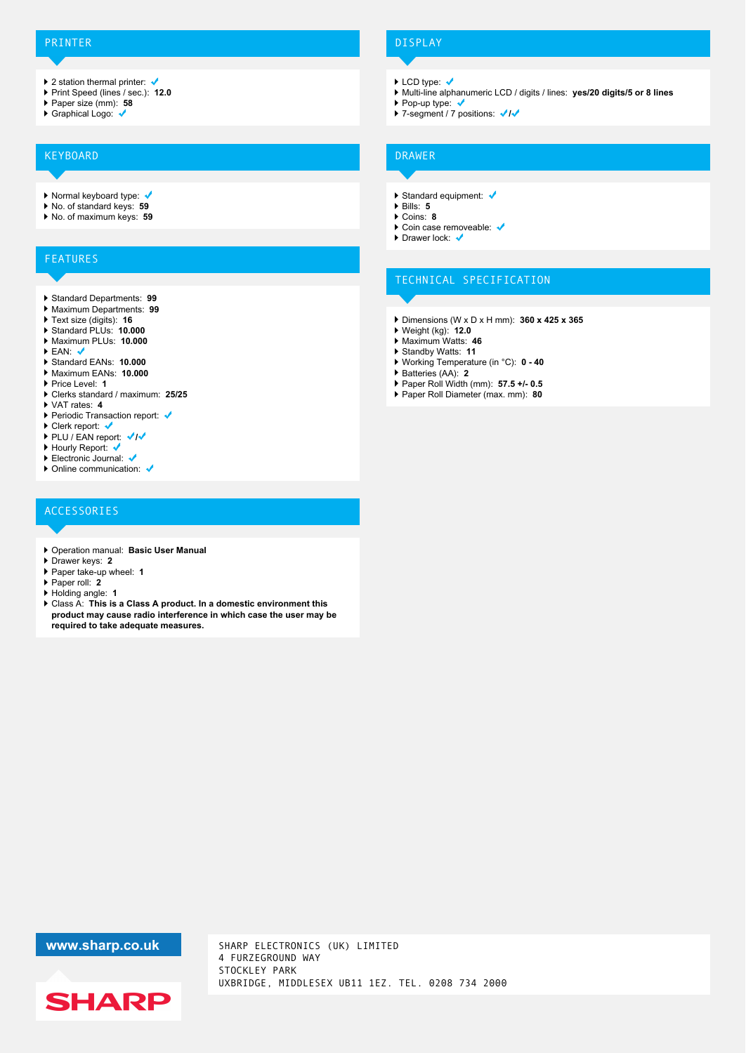## PRINTER

- 2 station thermal printer: ✓
- Print Speed (lines / sec.): **12.0**
- Paper size (mm): **58**
- Graphical Logo: ✓

## KEYBOARD

- Normal keyboard type: ✓
- No. of standard keys: **59**
- No. of maximum keys: **59**

## FEATURES

- Standard Departments: **99**
- Maximum Departments: **99**
- Text size (digits): **16**
- Standard PLUs: **10.000**
- Maximum PLUs: **10.000**
- EAN: ✓
- Standard EANs: **10.000**
- Maximum EANs: **10.000**
- Price Level: **1**
- Clerks standard / maximum: **25/25**
- VAT rates: **4**
- Periodic Transaction report: ✓
- Clerk report: ✓
- PLU / EAN report: ✓/✓
- Hourly Report: ✓
- Electronic Journal: ✓
- Online communication: ✓

## ACCESSORIES

- Operation manual: **Basic User Manual**
- Drawer keys: **2**
- Paper take-up wheel: **1**
- Paper roll: **2**
- Holding angle: **1**
- Class A: **This is a Class A product. In a domestic environment this product may cause radio interference in which case the user may be required to take adequate measures.**

## DISPLAY

- LCD type: ✓
- Multi-line alphanumeric LCD / digits / lines: **yes/20 digits/5 or 8 lines**
- Pop-up type: ✓
- 7-segment / 7 positions: ✓/✓

## DRAWER

- Standard equipment: ✓
- Bills: **5**
- Coins: **8**
- Coin case removeable: ✓
- Drawer lock: ✓

## TECHNICAL SPECIFICATION

- Dimensions (W x D x H mm): **360 x 425 x 365**
- Weight (kg): **12.0**
- Maximum Watts: **46**
- Standby Watts: **11**
- Working Temperature (in °C): **0 - 40**
- Batteries (AA): **2**
- Paper Roll Width (mm): **57.5 +/- 0.5**
- Paper Roll Diameter (max. mm): **80**

**www.sharp.co.uk**

SHARP

SHARP ELECTRONICS (UK) LIMITED
4 FURZEGROUND WAY
STOCKLEY PARK
UXBRIDGE, MIDDLESEX UB11 1EZ. TEL. 0208 734 2000